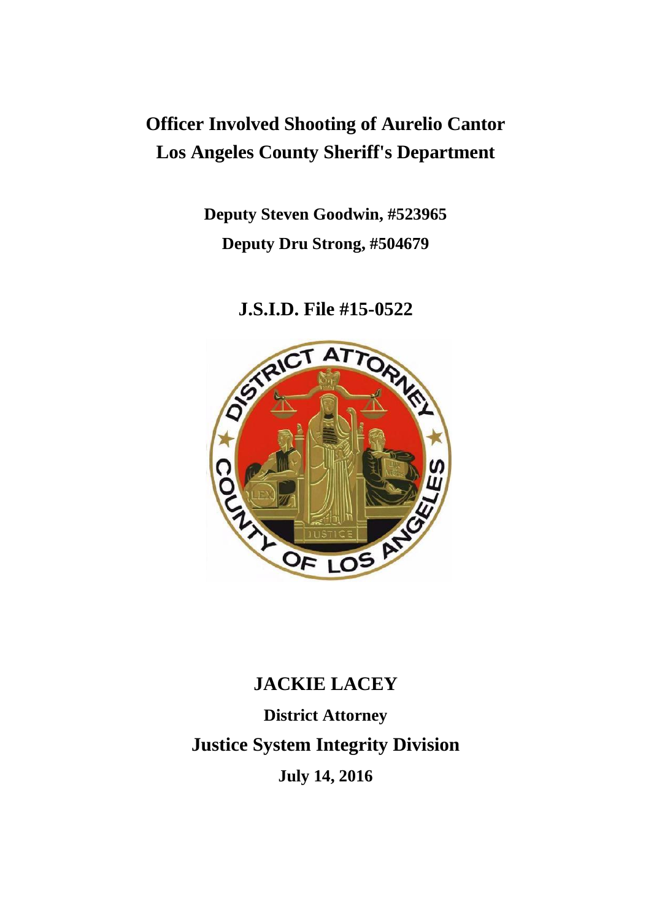# Officer Involved Shooting of Aurelio Cantor
# Los Angeles County Sheriff's Department

**Deputy Steven Goodwin, #523965**

**Deputy Dru Strong, #504679**

## J.S.I.D. File #15-0522

## JACKIE LACEY

**District Attorney**

## Justice System Integrity Division

**July 14, 2016**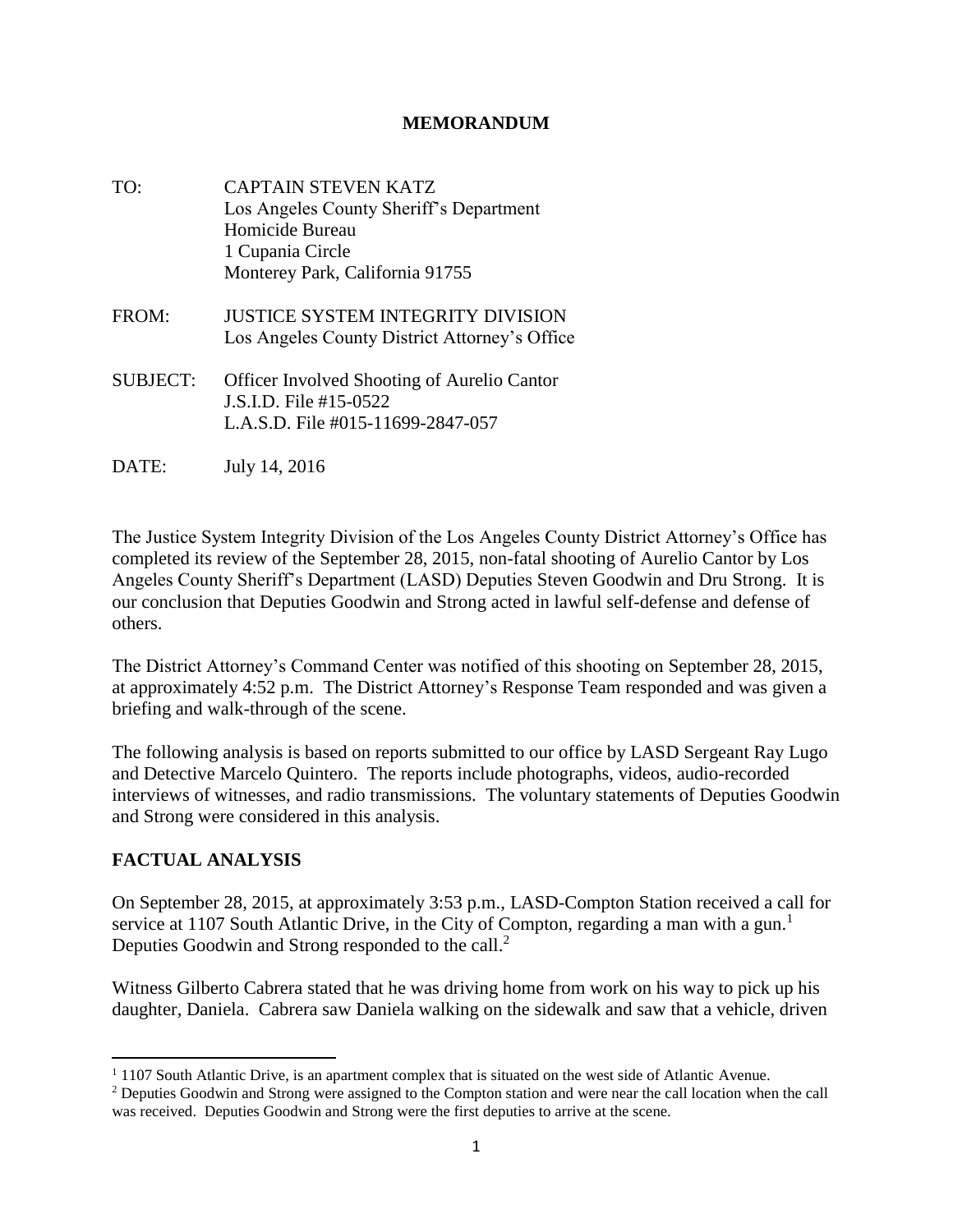# MEMORANDUM

TO: CAPTAIN STEVEN KATZ
Los Angeles County Sheriff's Department
Homicide Bureau
1 Cupania Circle
Monterey Park, California 91755

FROM: JUSTICE SYSTEM INTEGRITY DIVISION
Los Angeles County District Attorney's Office

SUBJECT: Officer Involved Shooting of Aurelio Cantor
J.S.I.D. File #15-0522
L.A.S.D. File #015-11699-2847-057

DATE: July 14, 2016

The Justice System Integrity Division of the Los Angeles County District Attorney's Office has completed its review of the September 28, 2015, non-fatal shooting of Aurelio Cantor by Los Angeles County Sheriff's Department (LASD) Deputies Steven Goodwin and Dru Strong. It is our conclusion that Deputies Goodwin and Strong acted in lawful self-defense and defense of others.

The District Attorney's Command Center was notified of this shooting on September 28, 2015, at approximately 4:52 p.m. The District Attorney's Response Team responded and was given a briefing and walk-through of the scene.

The following analysis is based on reports submitted to our office by LASD Sergeant Ray Lugo and Detective Marcelo Quintero. The reports include photographs, videos, audio-recorded interviews of witnesses, and radio transmissions. The voluntary statements of Deputies Goodwin and Strong were considered in this analysis.

## FACTUAL ANALYSIS

On September 28, 2015, at approximately 3:53 p.m., LASD-Compton Station received a call for service at 1107 South Atlantic Drive, in the City of Compton, regarding a man with a gun.[1] Deputies Goodwin and Strong responded to the call.[2]

Witness Gilberto Cabrera stated that he was driving home from work on his way to pick up his daughter, Daniela. Cabrera saw Daniela walking on the sidewalk and saw that a vehicle, driven

---

[1] 1107 South Atlantic Drive, is an apartment complex that is situated on the west side of Atlantic Avenue.

[2] Deputies Goodwin and Strong were assigned to the Compton station and were near the call location when the call was received. Deputies Goodwin and Strong were the first deputies to arrive at the scene.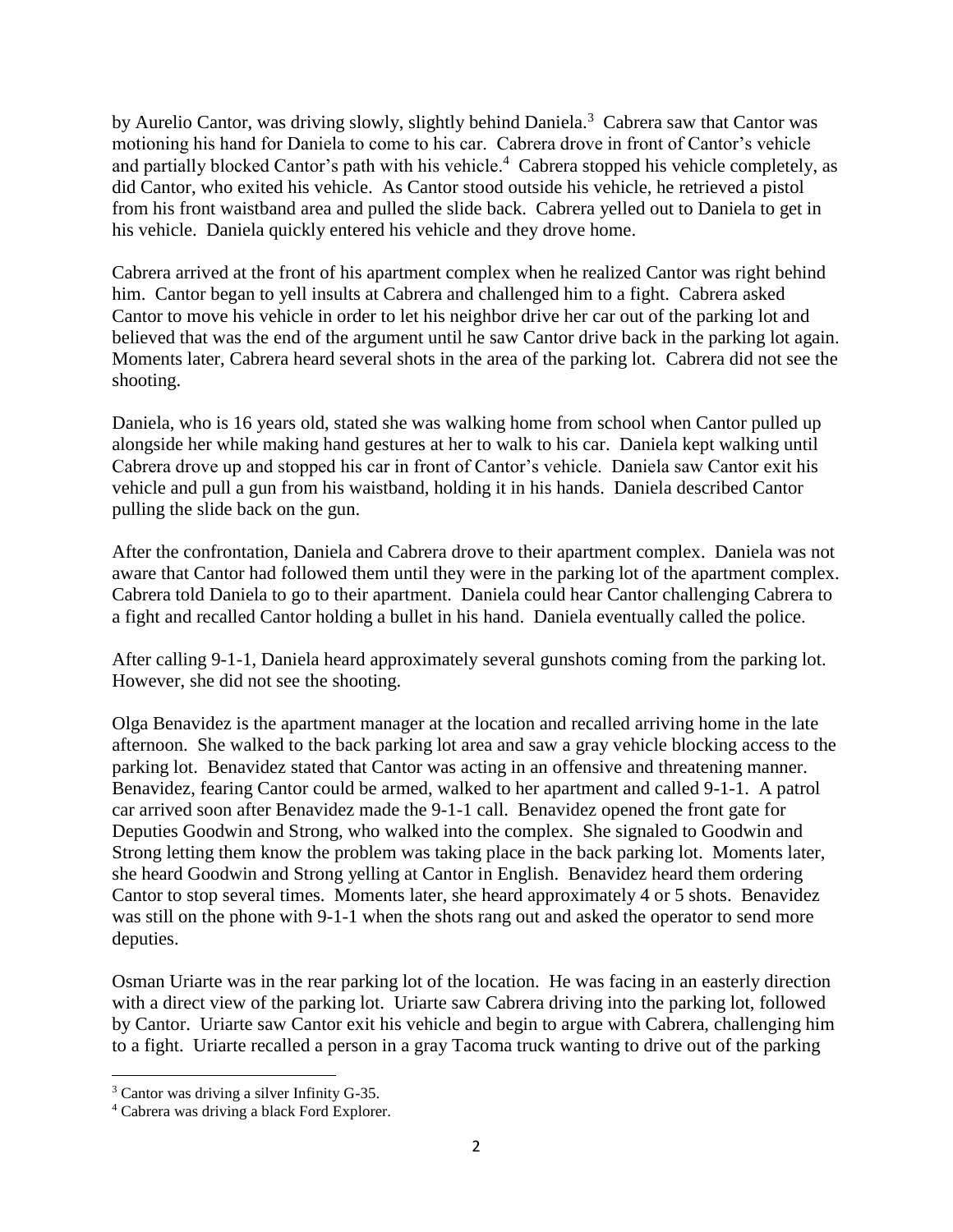by Aurelio Cantor, was driving slowly, slightly behind Daniela.[3] Cabrera saw that Cantor was motioning his hand for Daniela to come to his car. Cabrera drove in front of Cantor's vehicle and partially blocked Cantor's path with his vehicle.[4] Cabrera stopped his vehicle completely, as did Cantor, who exited his vehicle. As Cantor stood outside his vehicle, he retrieved a pistol from his front waistband area and pulled the slide back. Cabrera yelled out to Daniela to get in his vehicle. Daniela quickly entered his vehicle and they drove home.

Cabrera arrived at the front of his apartment complex when he realized Cantor was right behind him. Cantor began to yell insults at Cabrera and challenged him to a fight. Cabrera asked Cantor to move his vehicle in order to let his neighbor drive her car out of the parking lot and believed that was the end of the argument until he saw Cantor drive back in the parking lot again. Moments later, Cabrera heard several shots in the area of the parking lot. Cabrera did not see the shooting.

Daniela, who is 16 years old, stated she was walking home from school when Cantor pulled up alongside her while making hand gestures at her to walk to his car. Daniela kept walking until Cabrera drove up and stopped his car in front of Cantor's vehicle. Daniela saw Cantor exit his vehicle and pull a gun from his waistband, holding it in his hands. Daniela described Cantor pulling the slide back on the gun.

After the confrontation, Daniela and Cabrera drove to their apartment complex. Daniela was not aware that Cantor had followed them until they were in the parking lot of the apartment complex. Cabrera told Daniela to go to their apartment. Daniela could hear Cantor challenging Cabrera to a fight and recalled Cantor holding a bullet in his hand. Daniela eventually called the police.

After calling 9-1-1, Daniela heard approximately several gunshots coming from the parking lot. However, she did not see the shooting.

Olga Benavidez is the apartment manager at the location and recalled arriving home in the late afternoon. She walked to the back parking lot area and saw a gray vehicle blocking access to the parking lot. Benavidez stated that Cantor was acting in an offensive and threatening manner. Benavidez, fearing Cantor could be armed, walked to her apartment and called 9-1-1. A patrol car arrived soon after Benavidez made the 9-1-1 call. Benavidez opened the front gate for Deputies Goodwin and Strong, who walked into the complex. She signaled to Goodwin and Strong letting them know the problem was taking place in the back parking lot. Moments later, she heard Goodwin and Strong yelling at Cantor in English. Benavidez heard them ordering Cantor to stop several times. Moments later, she heard approximately 4 or 5 shots. Benavidez was still on the phone with 9-1-1 when the shots rang out and asked the operator to send more deputies.

Osman Uriarte was in the rear parking lot of the location. He was facing in an easterly direction with a direct view of the parking lot. Uriarte saw Cabrera driving into the parking lot, followed by Cantor. Uriarte saw Cantor exit his vehicle and begin to argue with Cabrera, challenging him to a fight. Uriarte recalled a person in a gray Tacoma truck wanting to drive out of the parking

---

[3] Cantor was driving a silver Infinity G-35.

[4] Cabrera was driving a black Ford Explorer.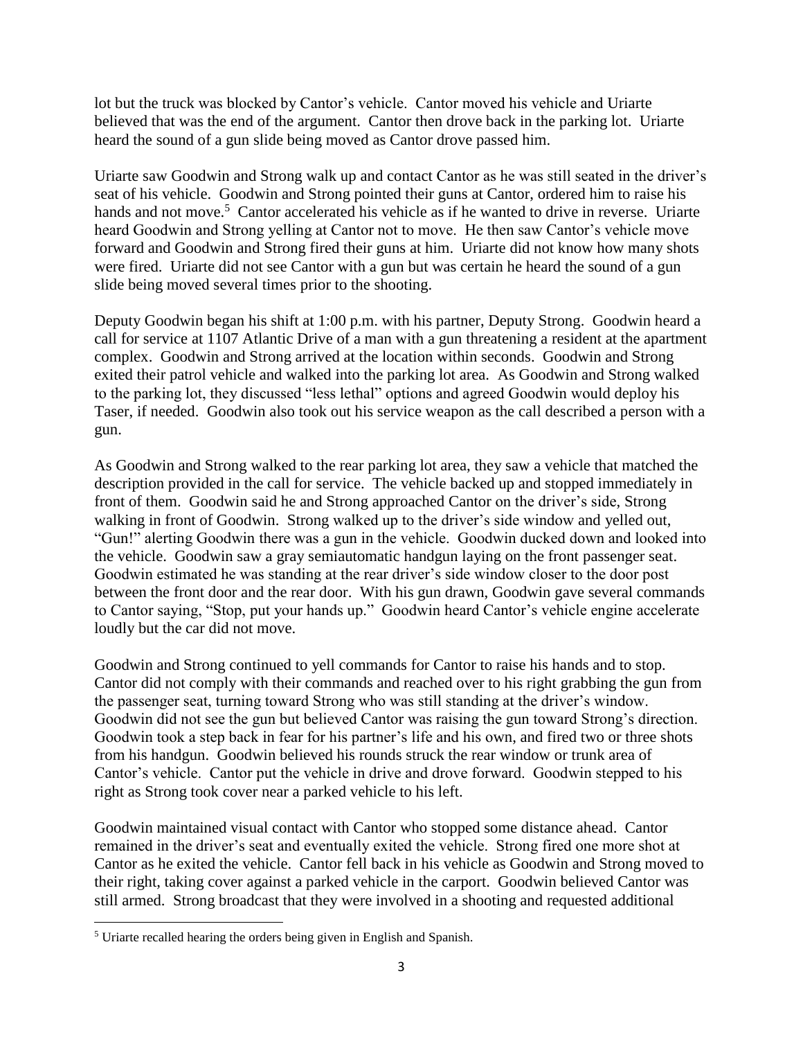lot but the truck was blocked by Cantor's vehicle. Cantor moved his vehicle and Uriarte believed that was the end of the argument. Cantor then drove back in the parking lot. Uriarte heard the sound of a gun slide being moved as Cantor drove passed him.

Uriarte saw Goodwin and Strong walk up and contact Cantor as he was still seated in the driver's seat of his vehicle. Goodwin and Strong pointed their guns at Cantor, ordered him to raise his hands and not move.[5] Cantor accelerated his vehicle as if he wanted to drive in reverse. Uriarte heard Goodwin and Strong yelling at Cantor not to move. He then saw Cantor's vehicle move forward and Goodwin and Strong fired their guns at him. Uriarte did not know how many shots were fired. Uriarte did not see Cantor with a gun but was certain he heard the sound of a gun slide being moved several times prior to the shooting.

Deputy Goodwin began his shift at 1:00 p.m. with his partner, Deputy Strong. Goodwin heard a call for service at 1107 Atlantic Drive of a man with a gun threatening a resident at the apartment complex. Goodwin and Strong arrived at the location within seconds. Goodwin and Strong exited their patrol vehicle and walked into the parking lot area. As Goodwin and Strong walked to the parking lot, they discussed "less lethal" options and agreed Goodwin would deploy his Taser, if needed. Goodwin also took out his service weapon as the call described a person with a gun.

As Goodwin and Strong walked to the rear parking lot area, they saw a vehicle that matched the description provided in the call for service. The vehicle backed up and stopped immediately in front of them. Goodwin said he and Strong approached Cantor on the driver's side, Strong walking in front of Goodwin. Strong walked up to the driver's side window and yelled out, "Gun!" alerting Goodwin there was a gun in the vehicle. Goodwin ducked down and looked into the vehicle. Goodwin saw a gray semiautomatic handgun laying on the front passenger seat. Goodwin estimated he was standing at the rear driver's side window closer to the door post between the front door and the rear door. With his gun drawn, Goodwin gave several commands to Cantor saying, "Stop, put your hands up." Goodwin heard Cantor's vehicle engine accelerate loudly but the car did not move.

Goodwin and Strong continued to yell commands for Cantor to raise his hands and to stop. Cantor did not comply with their commands and reached over to his right grabbing the gun from the passenger seat, turning toward Strong who was still standing at the driver's window. Goodwin did not see the gun but believed Cantor was raising the gun toward Strong's direction. Goodwin took a step back in fear for his partner's life and his own, and fired two or three shots from his handgun. Goodwin believed his rounds struck the rear window or trunk area of Cantor's vehicle. Cantor put the vehicle in drive and drove forward. Goodwin stepped to his right as Strong took cover near a parked vehicle to his left.

Goodwin maintained visual contact with Cantor who stopped some distance ahead. Cantor remained in the driver's seat and eventually exited the vehicle. Strong fired one more shot at Cantor as he exited the vehicle. Cantor fell back in his vehicle as Goodwin and Strong moved to their right, taking cover against a parked vehicle in the carport. Goodwin believed Cantor was still armed. Strong broadcast that they were involved in a shooting and requested additional

---

[5] Uriarte recalled hearing the orders being given in English and Spanish.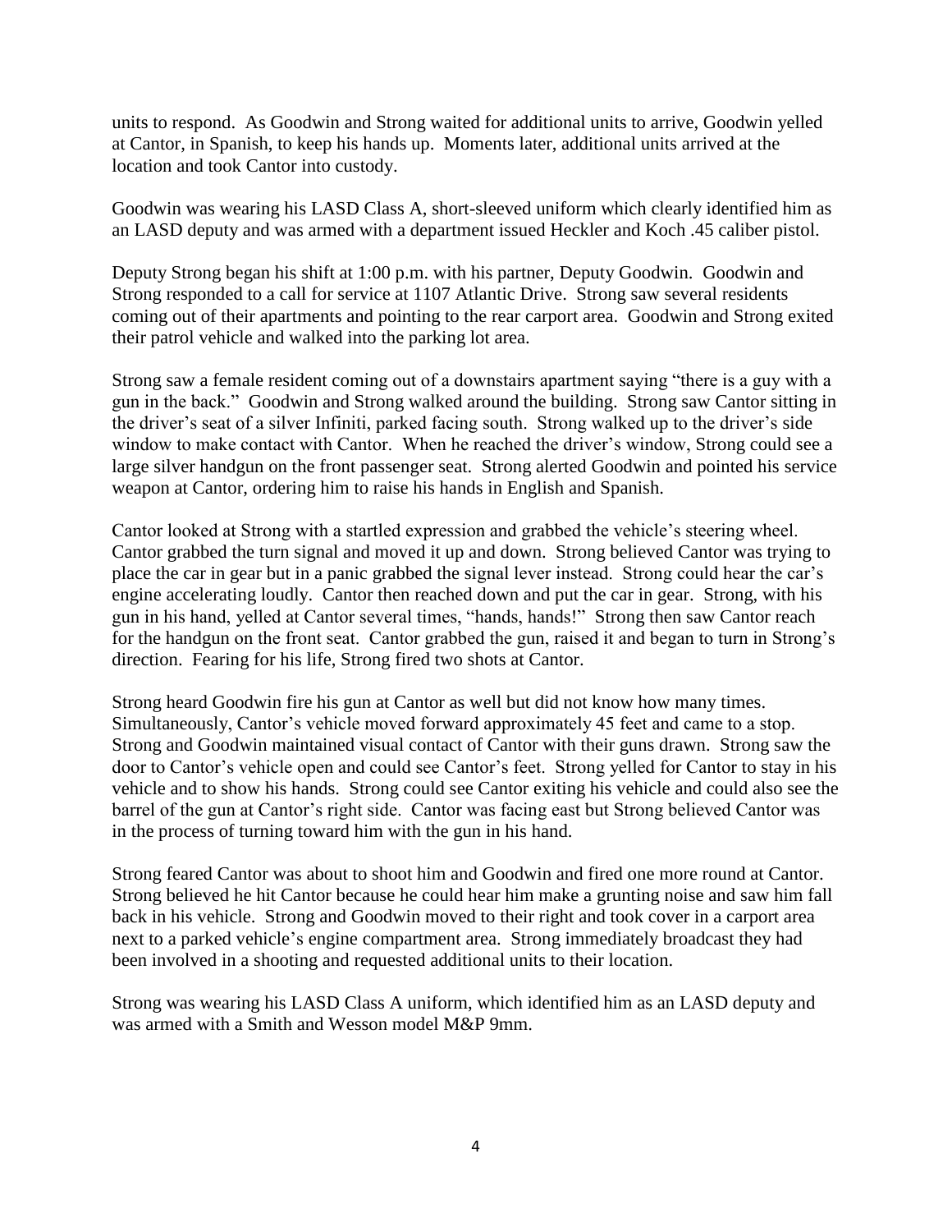units to respond. As Goodwin and Strong waited for additional units to arrive, Goodwin yelled at Cantor, in Spanish, to keep his hands up. Moments later, additional units arrived at the location and took Cantor into custody.

Goodwin was wearing his LASD Class A, short-sleeved uniform which clearly identified him as an LASD deputy and was armed with a department issued Heckler and Koch .45 caliber pistol.

Deputy Strong began his shift at 1:00 p.m. with his partner, Deputy Goodwin. Goodwin and Strong responded to a call for service at 1107 Atlantic Drive. Strong saw several residents coming out of their apartments and pointing to the rear carport area. Goodwin and Strong exited their patrol vehicle and walked into the parking lot area.

Strong saw a female resident coming out of a downstairs apartment saying "there is a guy with a gun in the back." Goodwin and Strong walked around the building. Strong saw Cantor sitting in the driver's seat of a silver Infiniti, parked facing south. Strong walked up to the driver's side window to make contact with Cantor. When he reached the driver's window, Strong could see a large silver handgun on the front passenger seat. Strong alerted Goodwin and pointed his service weapon at Cantor, ordering him to raise his hands in English and Spanish.

Cantor looked at Strong with a startled expression and grabbed the vehicle's steering wheel. Cantor grabbed the turn signal and moved it up and down. Strong believed Cantor was trying to place the car in gear but in a panic grabbed the signal lever instead. Strong could hear the car's engine accelerating loudly. Cantor then reached down and put the car in gear. Strong, with his gun in his hand, yelled at Cantor several times, "hands, hands!" Strong then saw Cantor reach for the handgun on the front seat. Cantor grabbed the gun, raised it and began to turn in Strong's direction. Fearing for his life, Strong fired two shots at Cantor.

Strong heard Goodwin fire his gun at Cantor as well but did not know how many times. Simultaneously, Cantor's vehicle moved forward approximately 45 feet and came to a stop. Strong and Goodwin maintained visual contact of Cantor with their guns drawn. Strong saw the door to Cantor's vehicle open and could see Cantor's feet. Strong yelled for Cantor to stay in his vehicle and to show his hands. Strong could see Cantor exiting his vehicle and could also see the barrel of the gun at Cantor's right side. Cantor was facing east but Strong believed Cantor was in the process of turning toward him with the gun in his hand.

Strong feared Cantor was about to shoot him and Goodwin and fired one more round at Cantor. Strong believed he hit Cantor because he could hear him make a grunting noise and saw him fall back in his vehicle. Strong and Goodwin moved to their right and took cover in a carport area next to a parked vehicle's engine compartment area. Strong immediately broadcast they had been involved in a shooting and requested additional units to their location.

Strong was wearing his LASD Class A uniform, which identified him as an LASD deputy and was armed with a Smith and Wesson model M&P 9mm.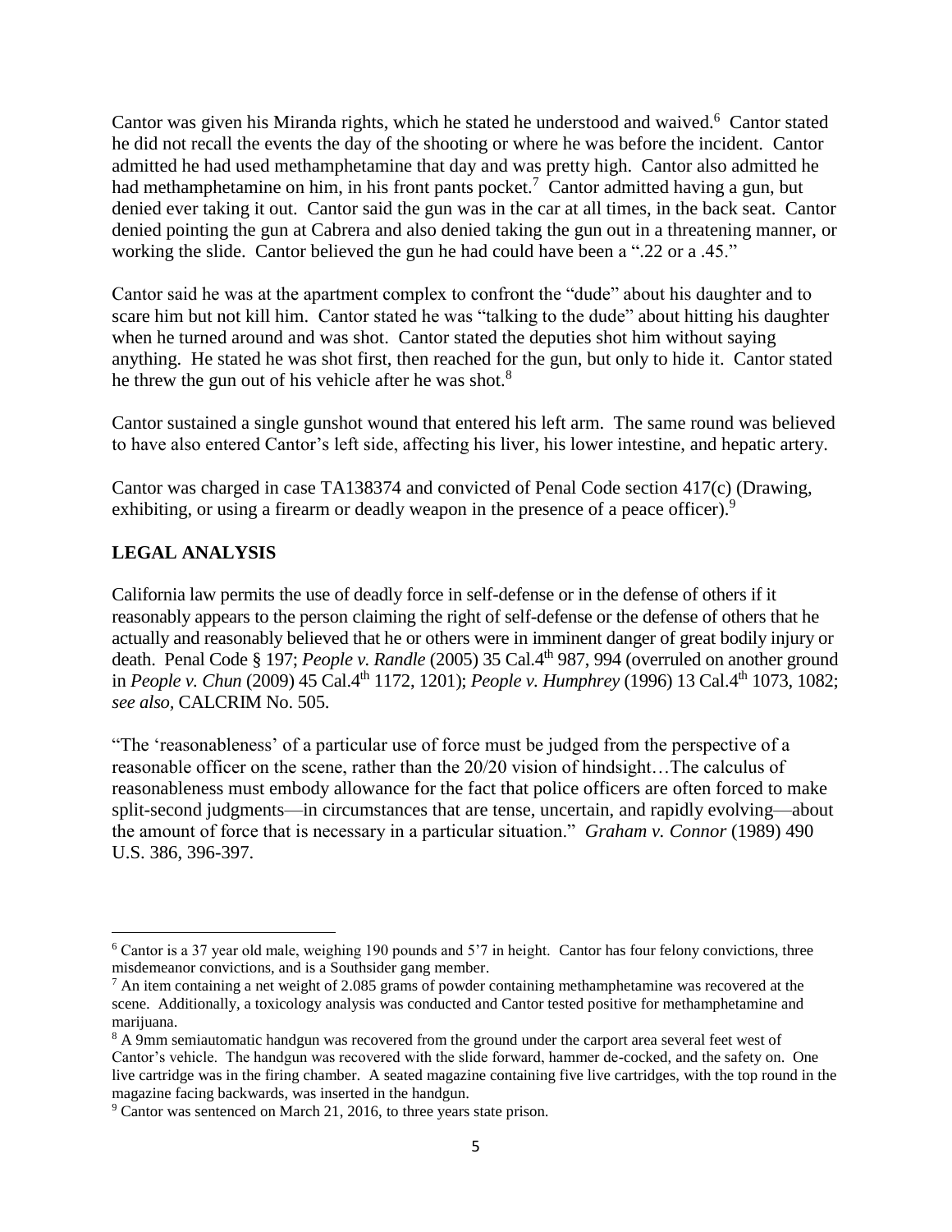Cantor was given his Miranda rights, which he stated he understood and waived.[6] Cantor stated he did not recall the events the day of the shooting or where he was before the incident. Cantor admitted he had used methamphetamine that day and was pretty high. Cantor also admitted he had methamphetamine on him, in his front pants pocket.[7] Cantor admitted having a gun, but denied ever taking it out. Cantor said the gun was in the car at all times, in the back seat. Cantor denied pointing the gun at Cabrera and also denied taking the gun out in a threatening manner, or working the slide. Cantor believed the gun he had could have been a ".22 or a .45."

Cantor said he was at the apartment complex to confront the "dude" about his daughter and to scare him but not kill him. Cantor stated he was "talking to the dude" about hitting his daughter when he turned around and was shot. Cantor stated the deputies shot him without saying anything. He stated he was shot first, then reached for the gun, but only to hide it. Cantor stated he threw the gun out of his vehicle after he was shot.[8]

Cantor sustained a single gunshot wound that entered his left arm. The same round was believed to have also entered Cantor's left side, affecting his liver, his lower intestine, and hepatic artery.

Cantor was charged in case TA138374 and convicted of Penal Code section 417(c) (Drawing, exhibiting, or using a firearm or deadly weapon in the presence of a peace officer).[9]

## LEGAL ANALYSIS

California law permits the use of deadly force in self-defense or in the defense of others if it reasonably appears to the person claiming the right of self-defense or the defense of others that he actually and reasonably believed that he or others were in imminent danger of great bodily injury or death. Penal Code § 197; *People v. Randle* (2005) 35 Cal.4th 987, 994 (overruled on another ground in *People v. Chun* (2009) 45 Cal.4th 1172, 1201); *People v. Humphrey* (1996) 13 Cal.4th 1073, 1082; *see also*, CALCRIM No. 505.

"The 'reasonableness' of a particular use of force must be judged from the perspective of a reasonable officer on the scene, rather than the 20/20 vision of hindsight…The calculus of reasonableness must embody allowance for the fact that police officers are often forced to make split-second judgments—in circumstances that are tense, uncertain, and rapidly evolving—about the amount of force that is necessary in a particular situation." *Graham v. Connor* (1989) 490 U.S. 386, 396-397.

---

[6] Cantor is a 37 year old male, weighing 190 pounds and 5'7 in height. Cantor has four felony convictions, three misdemeanor convictions, and is a Southsider gang member.

[7] An item containing a net weight of 2.085 grams of powder containing methamphetamine was recovered at the scene. Additionally, a toxicology analysis was conducted and Cantor tested positive for methamphetamine and marijuana.

[8] A 9mm semiautomatic handgun was recovered from the ground under the carport area several feet west of Cantor's vehicle. The handgun was recovered with the slide forward, hammer de-cocked, and the safety on. One live cartridge was in the firing chamber. A seated magazine containing five live cartridges, with the top round in the magazine facing backwards, was inserted in the handgun.

[9] Cantor was sentenced on March 21, 2016, to three years state prison.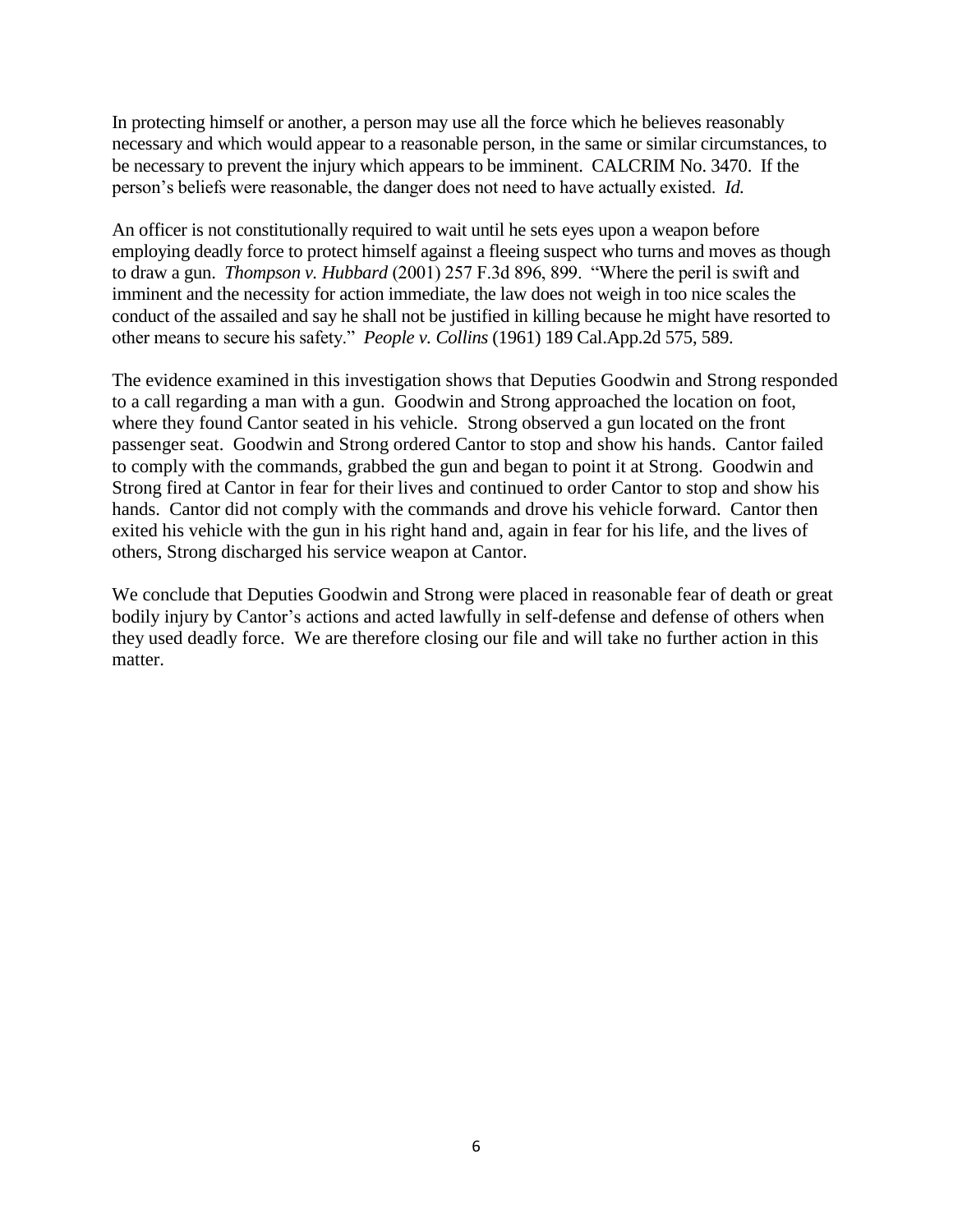In protecting himself or another, a person may use all the force which he believes reasonably necessary and which would appear to a reasonable person, in the same or similar circumstances, to be necessary to prevent the injury which appears to be imminent. CALCRIM No. 3470. If the person's beliefs were reasonable, the danger does not need to have actually existed. *Id.*

An officer is not constitutionally required to wait until he sets eyes upon a weapon before employing deadly force to protect himself against a fleeing suspect who turns and moves as though to draw a gun. *Thompson v. Hubbard* (2001) 257 F.3d 896, 899. "Where the peril is swift and imminent and the necessity for action immediate, the law does not weigh in too nice scales the conduct of the assailed and say he shall not be justified in killing because he might have resorted to other means to secure his safety." *People v. Collins* (1961) 189 Cal.App.2d 575, 589.

The evidence examined in this investigation shows that Deputies Goodwin and Strong responded to a call regarding a man with a gun. Goodwin and Strong approached the location on foot, where they found Cantor seated in his vehicle. Strong observed a gun located on the front passenger seat. Goodwin and Strong ordered Cantor to stop and show his hands. Cantor failed to comply with the commands, grabbed the gun and began to point it at Strong. Goodwin and Strong fired at Cantor in fear for their lives and continued to order Cantor to stop and show his hands. Cantor did not comply with the commands and drove his vehicle forward. Cantor then exited his vehicle with the gun in his right hand and, again in fear for his life, and the lives of others, Strong discharged his service weapon at Cantor.

We conclude that Deputies Goodwin and Strong were placed in reasonable fear of death or great bodily injury by Cantor's actions and acted lawfully in self-defense and defense of others when they used deadly force. We are therefore closing our file and will take no further action in this matter.